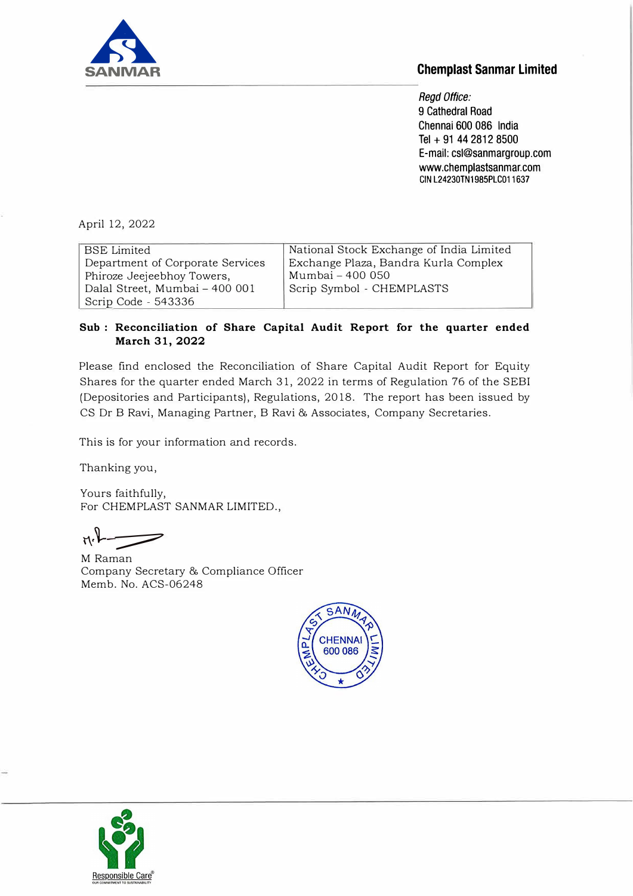SANMAR

**Chemplast Sanmar Limited**

*Regd Office:*
9 Cathedral Road
Chennai 600 086 India
Tel + 91 44 2812 8500
E-mail: csl@sanmargroup.com
www.chemplastsanmar.com
CIN L24230TN1985PLC011637

April 12, 2022

| BSE Limited<br>Department of Corporate Services<br>Phiroze Jeejeebhoy Towers,<br>Dalal Street, Mumbai – 400 001<br>Scrip Code - 543336 | National Stock Exchange of India Limited<br>Exchange Plaza, Bandra Kurla Complex<br>Mumbai – 400 050<br>Scrip Symbol - CHEMPLASTS |
|---|---|

**Sub : Reconciliation of Share Capital Audit Report for the quarter ended March 31, 2022**

Please find enclosed the Reconciliation of Share Capital Audit Report for Equity Shares for the quarter ended March 31, 2022 in terms of Regulation 76 of the SEBI (Depositories and Participants), Regulations, 2018. The report has been issued by CS Dr B Ravi, Managing Partner, B Ravi & Associates, Company Secretaries.

This is for your information and records.

Thanking you,

Yours faithfully,
For CHEMPLAST SANMAR LIMITED.,

M Raman
Company Secretary & Compliance Officer
Memb. No. ACS-06248

CHEMPLAST SANMAR LIMITED CHENNAI 600 086

Responsible Care®
OUR COMMITMENT TO SUSTAINABILITY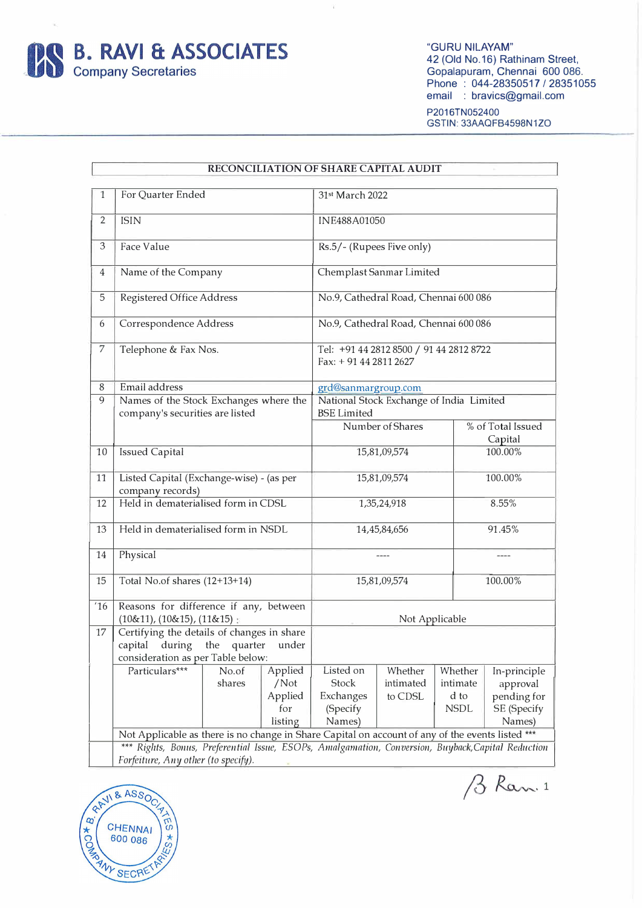# B. RAVI & ASSOCIATES
Company Secretaries

"GURU NILAYAM"
42 (Old No.16) Rathinam Street,
Gopalapuram, Chennai 600 086.
Phone : 044-28350517 / 28351055
email : bravics@gmail.com

P2016TN052400
GSTIN: 33AAQFB4598N1ZO

## RECONCILIATION OF SHARE CAPITAL AUDIT

| | | | |
|---|---|---|---|
| 1 | For Quarter Ended | 31st March 2022 | |
| 2 | ISIN | INE488A01050 | |
| 3 | Face Value | Rs.5/- (Rupees Five only) | |
| 4 | Name of the Company | Chemplast Sanmar Limited | |
| 5 | Registered Office Address | No.9, Cathedral Road, Chennai 600 086 | |
| 6 | Correspondence Address | No.9, Cathedral Road, Chennai 600 086 | |
| 7 | Telephone & Fax Nos. | Tel: +91 44 2812 8500 / 91 44 2812 8722<br>Fax: + 91 44 2811 2627 | |
| 8 | Email address | grd@sanmargroup.com | |
| 9 | Names of the Stock Exchanges where the company's securities are listed | National Stock Exchange of India Limited<br>BSE Limited | |
| | | Number of Shares | % of Total Issued Capital |
| 10 | Issued Capital | 15,81,09,574 | 100.00% |
| 11 | Listed Capital (Exchange-wise) - (as per company records) | 15,81,09,574 | 100.00% |
| 12 | Held in dematerialised form in CDSL | 1,35,24,918 | 8.55% |
| 13 | Held in dematerialised form in NSDL | 14,45,84,656 | 91.45% |
| 14 | Physical | ---- | ---- |
| 15 | Total No.of shares (12+13+14) | 15,81,09,574 | 100.00% |
| 16 | Reasons for difference if any, between (10&11), (10&15), (11&15) : | Not Applicable | |
| 17 | Certifying the details of changes in share capital during the quarter under consideration as per Table below: | | |

| Particulars*** | No.of shares | Applied /Not Applied for listing | Listed on Stock Exchanges (Specify Names) | Whether intimated to CDSL | Whether intimated to NSDL | In-principle approval pending for SE (Specify Names) |
|---|---|---|---|---|---|---|
| Not Applicable as there is no change in Share Capital on account of any of the events listed *** | | | | | | |

*** *Rights, Bonus, Preferential Issue, ESOPs, Amalgamation, Conversion, Buyback, Capital Reduction Forfeiture, Any other (to specify).*

B. RAVI & ASSOCIATES CHENNAI 600 086 COMPANY SECRETARIES

B Ravi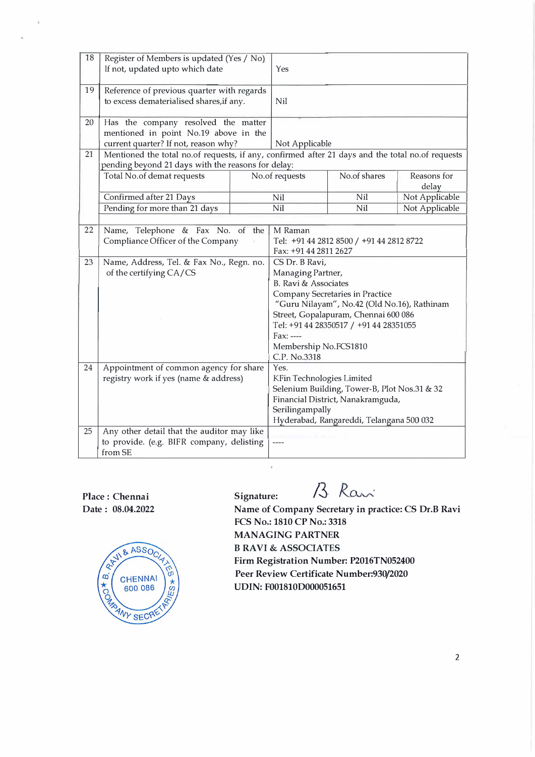| | | |
|---|---|---|
| 18 | Register of Members is updated (Yes / No) If not, updated upto which date | Yes |
| 19 | Reference of previous quarter with regards to excess dematerialised shares,if any. | Nil |
| 20 | Has the company resolved the matter mentioned in point No.19 above in the current quarter? If not, reason why? | Not Applicable |
| 21 | Mentioned the total no.of requests, if any, confirmed after 21 days and the total no.of requests pending beyond 21 days with the reasons for delay: | |

| Total No.of demat requests | No.of requests | No.of shares | Reasons for delay |
|---|---|---|---|
| Confirmed after 21 Days | Nil | Nil | Not Applicable |
| Pending for more than 21 days | Nil | Nil | Not Applicable |

| | | |
|---|---|---|
| 22 | Name, Telephone & Fax No. of the Compliance Officer of the Company | M Raman<br>Tel: +91 44 2812 8500 / +91 44 2812 8722<br>Fax: +91 44 2811 2627 |
| 23 | Name, Address, Tel. & Fax No., Regn. no. of the certifying CA/CS | CS Dr. B Ravi,<br>Managing Partner,<br>B. Ravi & Associates<br>Company Secretaries in Practice<br>"Guru Nilayam", No.42 (Old No.16), Rathinam Street, Gopalapuram, Chennai 600 086<br>Tel: +91 44 28350517 / +91 44 28351055<br>Fax: ----<br>Membership No.FCS1810<br>C.P. No.3318 |
| 24 | Appointment of common agency for share registry work if yes (name & address) | Yes.<br>KFin Technologies Limited<br>Selenium Building, Tower-B, Plot Nos.31 & 32<br>Financial District, Nanakramguda,<br>Serilingampally<br>Hyderabad, Rangareddi, Telangana 500 032 |
| 25 | Any other detail that the auditor may like to provide. (e.g. BIFR company, delisting from SE | ---- |

**Place : Chennai**
**Date : 08.04.2022**

**Signature:** B. Ravi

**Name of Company Secretary in practice: CS Dr.B Ravi**
**FCS No.: 1810 CP No.: 3318**
**MANAGING PARTNER**
**B RAVI & ASSOCIATES**
**Firm Registration Number: P2016TN052400**
**Peer Review Certificate Number:930/2020**
**UDIN: F001810D000051651**

B. RAVI & ASSOCIATES ★ COMPANY SECRETARIES ★ CHENNAI 600 086